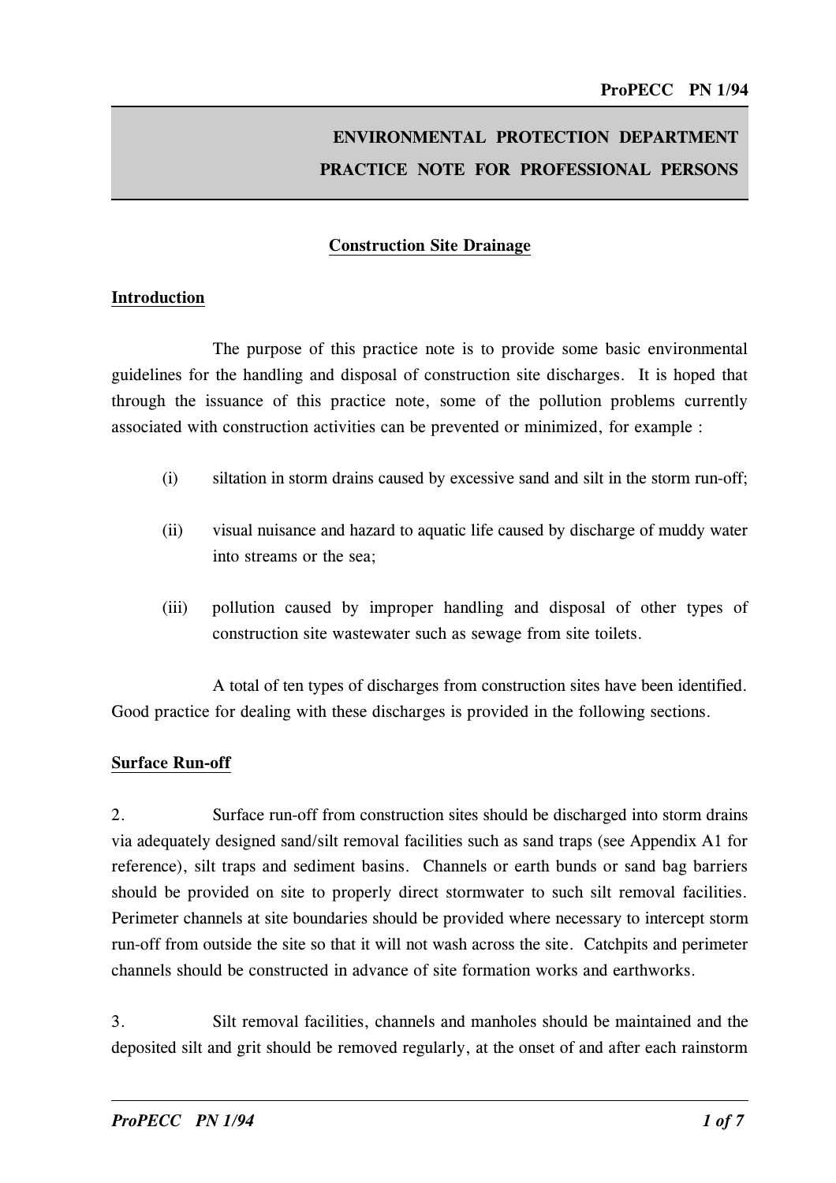# ENVIRONMENTAL PROTECTION DEPARTMENT
# PRACTICE NOTE FOR PROFESSIONAL PERSONS

## Construction Site Drainage

### Introduction

The purpose of this practice note is to provide some basic environmental guidelines for the handling and disposal of construction site discharges. It is hoped that through the issuance of this practice note, some of the pollution problems currently associated with construction activities can be prevented or minimized, for example :

(i) siltation in storm drains caused by excessive sand and silt in the storm run-off;

(ii) visual nuisance and hazard to aquatic life caused by discharge of muddy water into streams or the sea;

(iii) pollution caused by improper handling and disposal of other types of construction site wastewater such as sewage from site toilets.

A total of ten types of discharges from construction sites have been identified. Good practice for dealing with these discharges is provided in the following sections.

### Surface Run-off

2. Surface run-off from construction sites should be discharged into storm drains via adequately designed sand/silt removal facilities such as sand traps (see Appendix A1 for reference), silt traps and sediment basins. Channels or earth bunds or sand bag barriers should be provided on site to properly direct stormwater to such silt removal facilities. Perimeter channels at site boundaries should be provided where necessary to intercept storm run-off from outside the site so that it will not wash across the site. Catchpits and perimeter channels should be constructed in advance of site formation works and earthworks.

3. Silt removal facilities, channels and manholes should be maintained and the deposited silt and grit should be removed regularly, at the onset of and after each rainstorm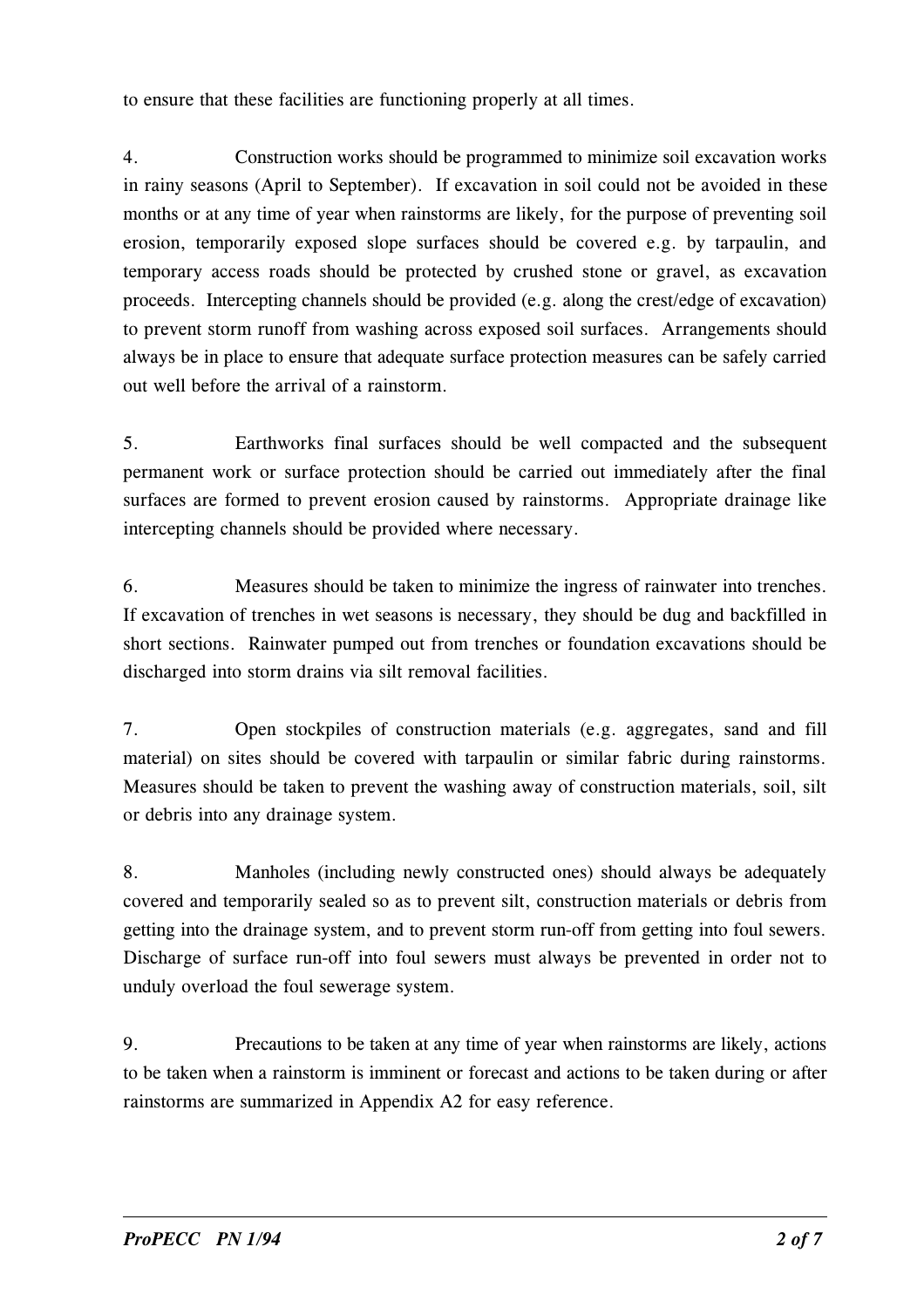to ensure that these facilities are functioning properly at all times.

4. Construction works should be programmed to minimize soil excavation works in rainy seasons (April to September). If excavation in soil could not be avoided in these months or at any time of year when rainstorms are likely, for the purpose of preventing soil erosion, temporarily exposed slope surfaces should be covered e.g. by tarpaulin, and temporary access roads should be protected by crushed stone or gravel, as excavation proceeds. Intercepting channels should be provided (e.g. along the crest/edge of excavation) to prevent storm runoff from washing across exposed soil surfaces. Arrangements should always be in place to ensure that adequate surface protection measures can be safely carried out well before the arrival of a rainstorm.

5. Earthworks final surfaces should be well compacted and the subsequent permanent work or surface protection should be carried out immediately after the final surfaces are formed to prevent erosion caused by rainstorms. Appropriate drainage like intercepting channels should be provided where necessary.

6. Measures should be taken to minimize the ingress of rainwater into trenches. If excavation of trenches in wet seasons is necessary, they should be dug and backfilled in short sections. Rainwater pumped out from trenches or foundation excavations should be discharged into storm drains via silt removal facilities.

7. Open stockpiles of construction materials (e.g. aggregates, sand and fill material) on sites should be covered with tarpaulin or similar fabric during rainstorms. Measures should be taken to prevent the washing away of construction materials, soil, silt or debris into any drainage system.

8. Manholes (including newly constructed ones) should always be adequately covered and temporarily sealed so as to prevent silt, construction materials or debris from getting into the drainage system, and to prevent storm run-off from getting into foul sewers. Discharge of surface run-off into foul sewers must always be prevented in order not to unduly overload the foul sewerage system.

9. Precautions to be taken at any time of year when rainstorms are likely, actions to be taken when a rainstorm is imminent or forecast and actions to be taken during or after rainstorms are summarized in Appendix A2 for easy reference.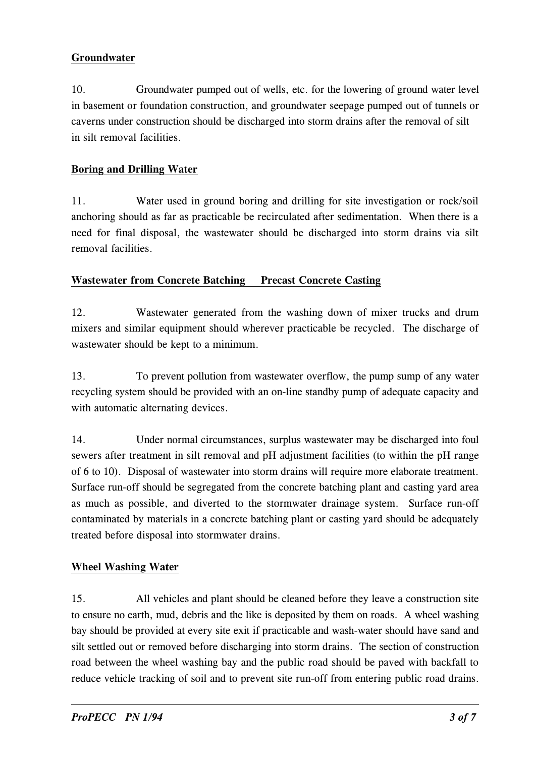**Groundwater**

10. Groundwater pumped out of wells, etc. for the lowering of ground water level in basement or foundation construction, and groundwater seepage pumped out of tunnels or caverns under construction should be discharged into storm drains after the removal of silt in silt removal facilities.

**Boring and Drilling Water**

11. Water used in ground boring and drilling for site investigation or rock/soil anchoring should as far as practicable be recirculated after sedimentation. When there is a need for final disposal, the wastewater should be discharged into storm drains via silt removal facilities.

**Wastewater from Concrete Batching Precast Concrete Casting**

12. Wastewater generated from the washing down of mixer trucks and drum mixers and similar equipment should wherever practicable be recycled. The discharge of wastewater should be kept to a minimum.

13. To prevent pollution from wastewater overflow, the pump sump of any water recycling system should be provided with an on-line standby pump of adequate capacity and with automatic alternating devices.

14. Under normal circumstances, surplus wastewater may be discharged into foul sewers after treatment in silt removal and pH adjustment facilities (to within the pH range of 6 to 10). Disposal of wastewater into storm drains will require more elaborate treatment. Surface run-off should be segregated from the concrete batching plant and casting yard area as much as possible, and diverted to the stormwater drainage system. Surface run-off contaminated by materials in a concrete batching plant or casting yard should be adequately treated before disposal into stormwater drains.

**Wheel Washing Water**

15. All vehicles and plant should be cleaned before they leave a construction site to ensure no earth, mud, debris and the like is deposited by them on roads. A wheel washing bay should be provided at every site exit if practicable and wash-water should have sand and silt settled out or removed before discharging into storm drains. The section of construction road between the wheel washing bay and the public road should be paved with backfall to reduce vehicle tracking of soil and to prevent site run-off from entering public road drains.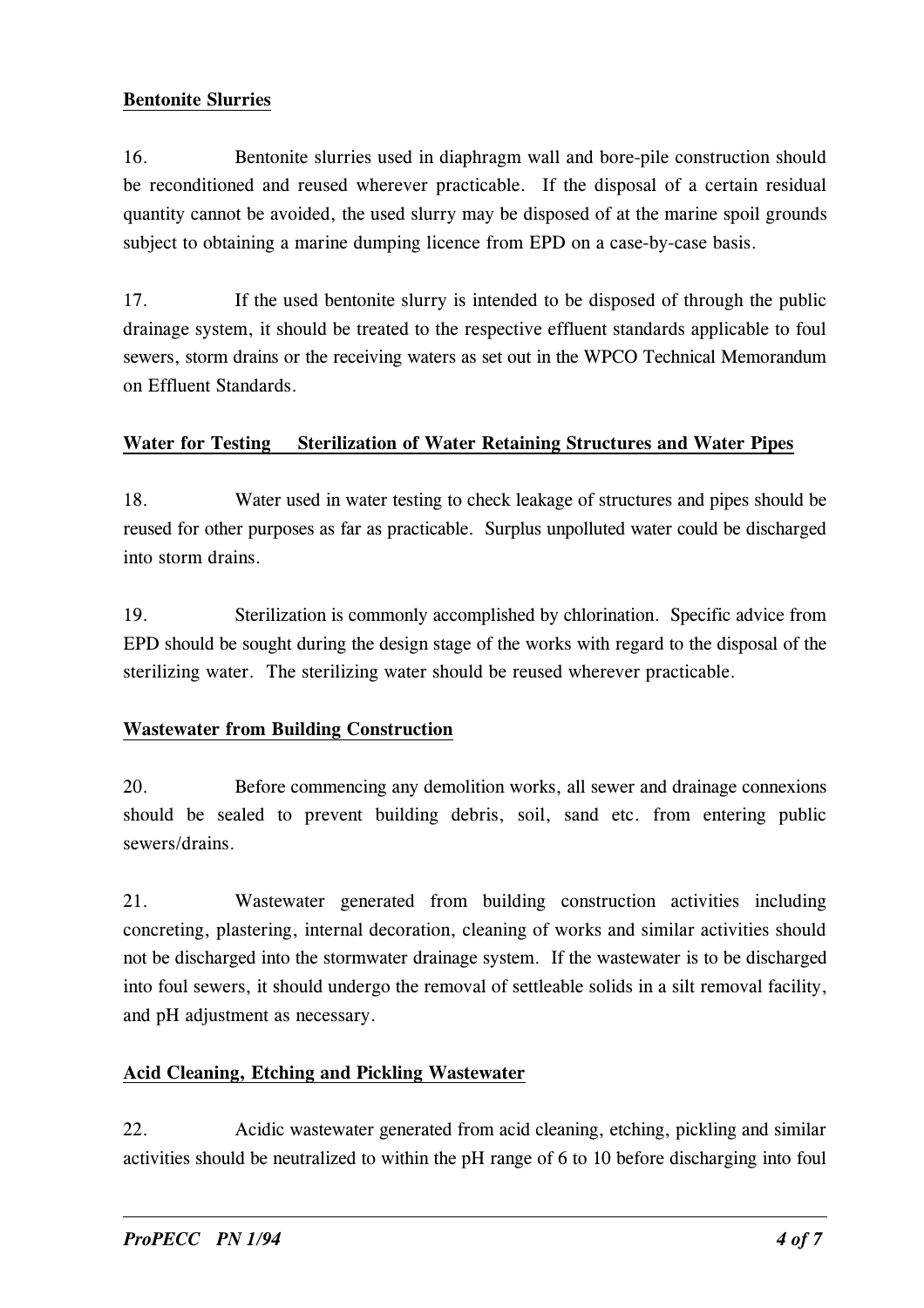**Bentonite Slurries**

16. Bentonite slurries used in diaphragm wall and bore-pile construction should be reconditioned and reused wherever practicable. If the disposal of a certain residual quantity cannot be avoided, the used slurry may be disposed of at the marine spoil grounds subject to obtaining a marine dumping licence from EPD on a case-by-case basis.

17. If the used bentonite slurry is intended to be disposed of through the public drainage system, it should be treated to the respective effluent standards applicable to foul sewers, storm drains or the receiving waters as set out in the WPCO Technical Memorandum on Effluent Standards.

**Water for Testing Sterilization of Water Retaining Structures and Water Pipes**

18. Water used in water testing to check leakage of structures and pipes should be reused for other purposes as far as practicable. Surplus unpolluted water could be discharged into storm drains.

19. Sterilization is commonly accomplished by chlorination. Specific advice from EPD should be sought during the design stage of the works with regard to the disposal of the sterilizing water. The sterilizing water should be reused wherever practicable.

**Wastewater from Building Construction**

20. Before commencing any demolition works, all sewer and drainage connexions should be sealed to prevent building debris, soil, sand etc. from entering public sewers/drains.

21. Wastewater generated from building construction activities including concreting, plastering, internal decoration, cleaning of works and similar activities should not be discharged into the stormwater drainage system. If the wastewater is to be discharged into foul sewers, it should undergo the removal of settleable solids in a silt removal facility, and pH adjustment as necessary.

**Acid Cleaning, Etching and Pickling Wastewater**

22. Acidic wastewater generated from acid cleaning, etching, pickling and similar activities should be neutralized to within the pH range of 6 to 10 before discharging into foul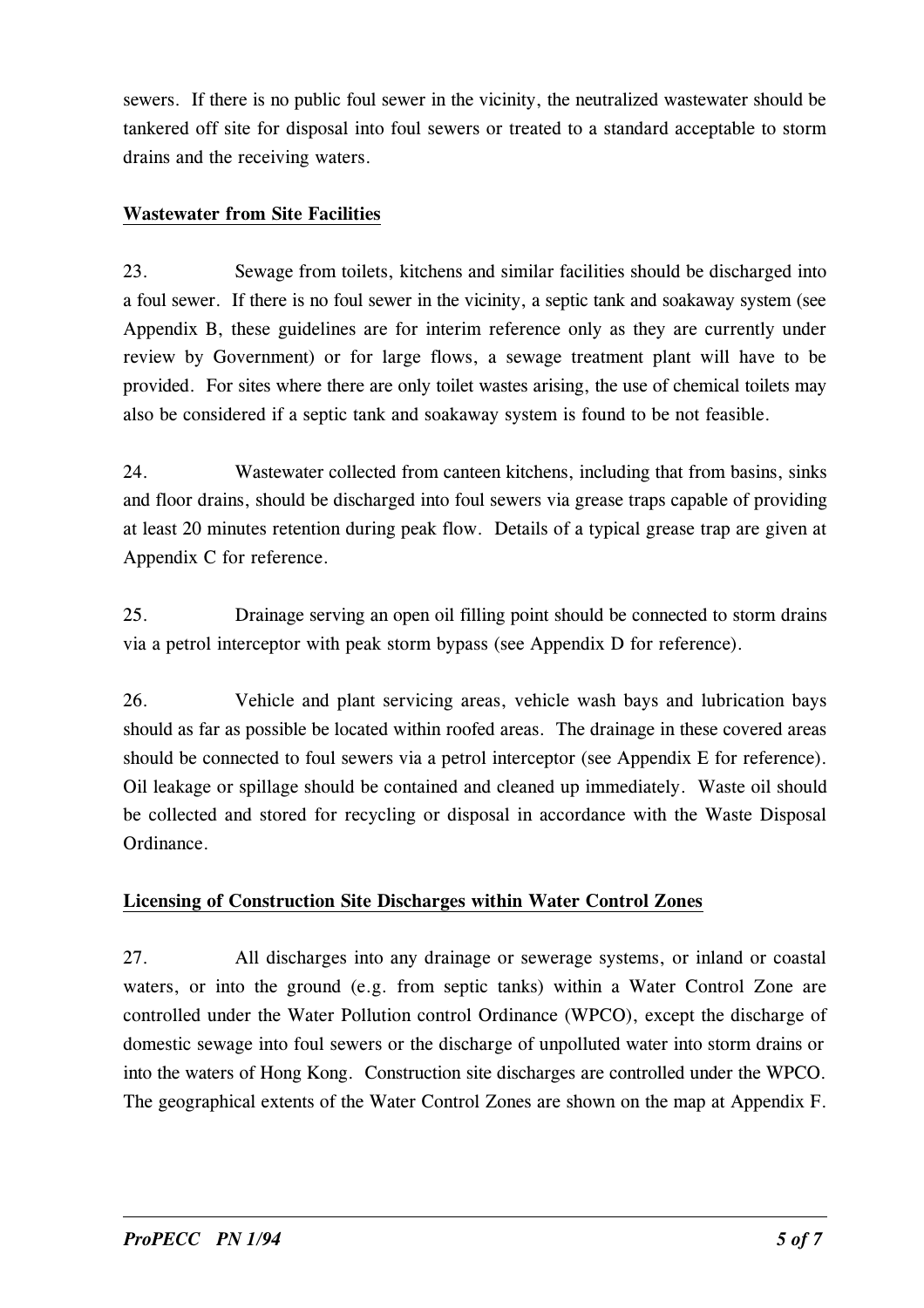sewers. If there is no public foul sewer in the vicinity, the neutralized wastewater should be tankered off site for disposal into foul sewers or treated to a standard acceptable to storm drains and the receiving waters.

**Wastewater from Site Facilities**

23. Sewage from toilets, kitchens and similar facilities should be discharged into a foul sewer. If there is no foul sewer in the vicinity, a septic tank and soakaway system (see Appendix B, these guidelines are for interim reference only as they are currently under review by Government) or for large flows, a sewage treatment plant will have to be provided. For sites where there are only toilet wastes arising, the use of chemical toilets may also be considered if a septic tank and soakaway system is found to be not feasible.

24. Wastewater collected from canteen kitchens, including that from basins, sinks and floor drains, should be discharged into foul sewers via grease traps capable of providing at least 20 minutes retention during peak flow. Details of a typical grease trap are given at Appendix C for reference.

25. Drainage serving an open oil filling point should be connected to storm drains via a petrol interceptor with peak storm bypass (see Appendix D for reference).

26. Vehicle and plant servicing areas, vehicle wash bays and lubrication bays should as far as possible be located within roofed areas. The drainage in these covered areas should be connected to foul sewers via a petrol interceptor (see Appendix E for reference). Oil leakage or spillage should be contained and cleaned up immediately. Waste oil should be collected and stored for recycling or disposal in accordance with the Waste Disposal Ordinance.

**Licensing of Construction Site Discharges within Water Control Zones**

27. All discharges into any drainage or sewerage systems, or inland or coastal waters, or into the ground (e.g. from septic tanks) within a Water Control Zone are controlled under the Water Pollution control Ordinance (WPCO), except the discharge of domestic sewage into foul sewers or the discharge of unpolluted water into storm drains or into the waters of Hong Kong. Construction site discharges are controlled under the WPCO. The geographical extents of the Water Control Zones are shown on the map at Appendix F.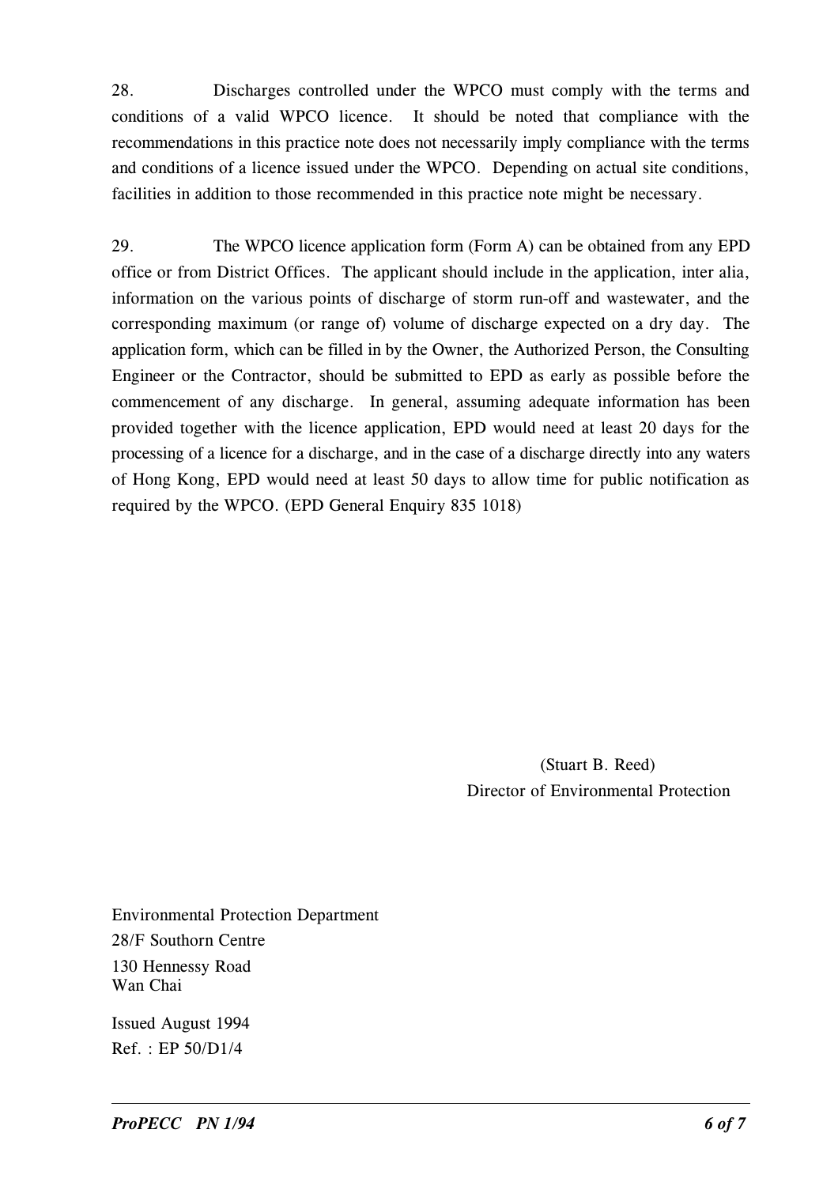28. Discharges controlled under the WPCO must comply with the terms and conditions of a valid WPCO licence. It should be noted that compliance with the recommendations in this practice note does not necessarily imply compliance with the terms and conditions of a licence issued under the WPCO. Depending on actual site conditions, facilities in addition to those recommended in this practice note might be necessary.

29. The WPCO licence application form (Form A) can be obtained from any EPD office or from District Offices. The applicant should include in the application, inter alia, information on the various points of discharge of storm run-off and wastewater, and the corresponding maximum (or range of) volume of discharge expected on a dry day. The application form, which can be filled in by the Owner, the Authorized Person, the Consulting Engineer or the Contractor, should be submitted to EPD as early as possible before the commencement of any discharge. In general, assuming adequate information has been provided together with the licence application, EPD would need at least 20 days for the processing of a licence for a discharge, and in the case of a discharge directly into any waters of Hong Kong, EPD would need at least 50 days to allow time for public notification as required by the WPCO. (EPD General Enquiry 835 1018)

(Stuart B. Reed)
Director of Environmental Protection

Environmental Protection Department
28/F Southorn Centre
130 Hennessy Road
Wan Chai

Issued August 1994
Ref. : EP 50/D1/4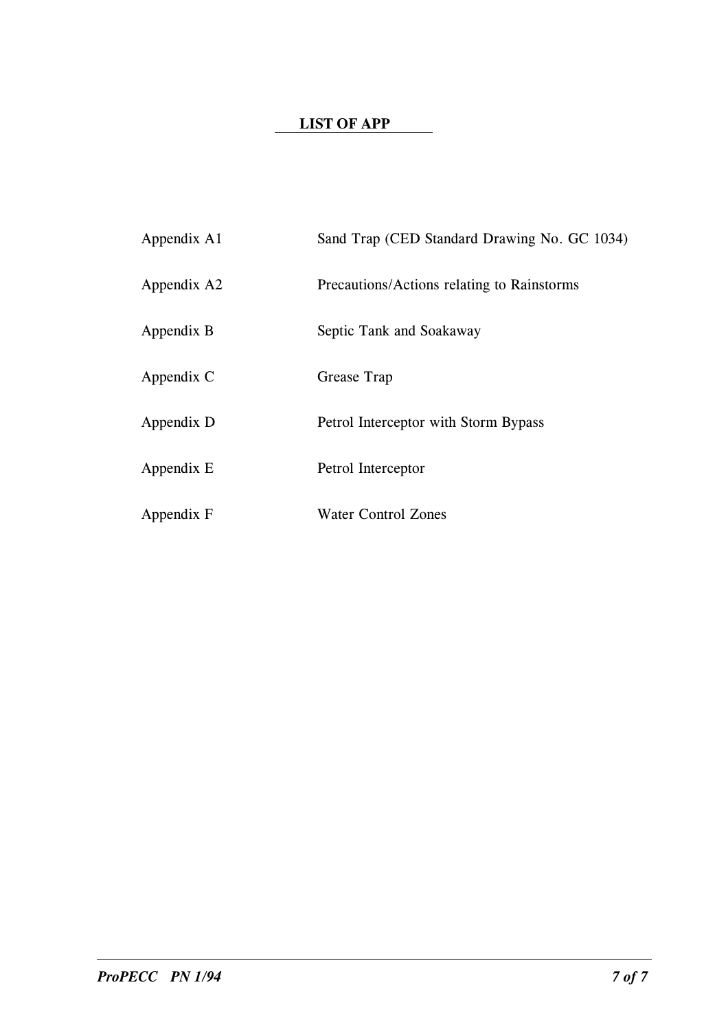**LIST OF APP**

| | |
|---|---|
| Appendix A1 | Sand Trap (CED Standard Drawing No. GC 1034) |
| Appendix A2 | Precautions/Actions relating to Rainstorms |
| Appendix B | Septic Tank and Soakaway |
| Appendix C | Grease Trap |
| Appendix D | Petrol Interceptor with Storm Bypass |
| Appendix E | Petrol Interceptor |
| Appendix F | Water Control Zones |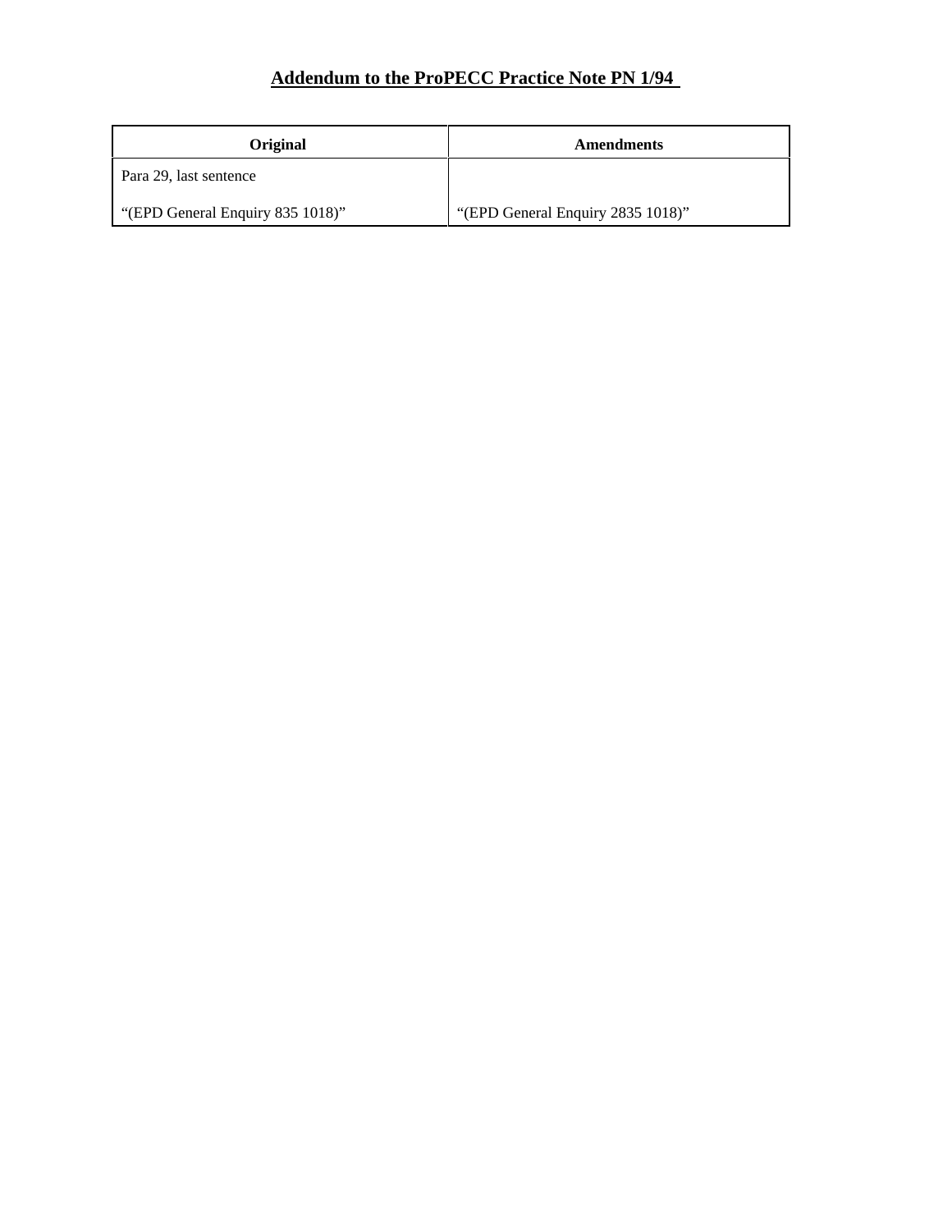## Addendum to the ProPECC Practice Note PN 1/94

| Original | Amendments |
| --- | --- |
| Para 29, last sentence<br><br>"(EPD General Enquiry 835 1018)" | <br><br>"(EPD General Enquiry 2835 1018)" |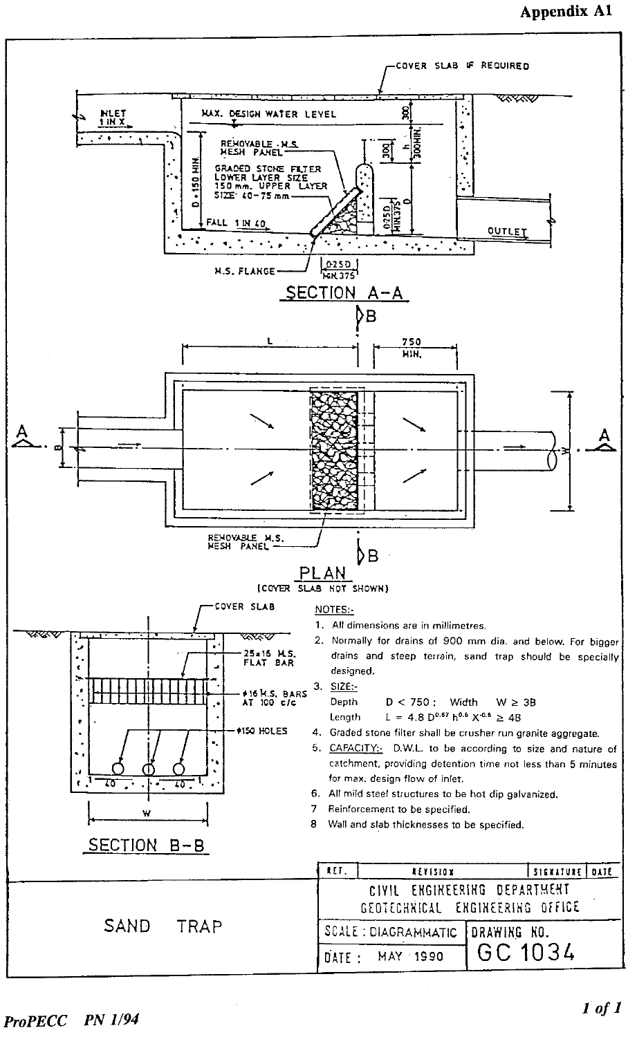# Appendix A1

COVER SLAB IF REQUIRED

INLET 1 IN X

MAX. DESIGN WATER LEVEL

REMOVABLE M.S. MESH PANEL

GRADED STONE FILTER LOWER LAYER SIZE 150 mm. UPPER LAYER SIZE 40-75 mm

D + 150 MIN.

300

300 h 300 MIN.

D

0.25D MIN.375

FALL 1 IN 40

OUTLET

M.S. FLANGE

0.25D MIN.375

## SECTION A-A

L

750 MIN.

B

W

REMOVABLE M.S. MESH PANEL

## PLAN

(COVER SLAB NOT SHOWN)

COVER SLAB

25x16 M.S. FLAT BAR

φ16 M.S. BARS AT 100 c/c

φ150 HOLES

40 40

W

## SECTION B-B

**NOTES:-**

1. All dimensions are in millimetres.
2. Normally for drains of 900 mm dia. and below. For bigger drains and steep terrain, sand trap should be specially designed.
3. SIZE:-
   Depth D < 750 ; Width W ≥ 3B
   Length $L = 4.8\ D^{0.67}\ h^{0.6}\ X^{-0.5} \geq 4B$
4. Graded stone filter shall be crusher run granite aggregate.
5. CAPACITY:- D.W.L. to be according to size and nature of catchment, providing detention time not less than 5 minutes for max. design flow of inlet.
6. All mild steel structures to be hot dip galvanized.
7. Reinforcement to be specified.
8. Wall and slab thicknesses to be specified.

| REF. | REVISION | SIGNATURE | DATE |
|---|---|---|---|

SAND TRAP

CIVIL ENGINEERING DEPARTMENT
GEOTECHNICAL ENGINEERING OFFICE

SCALE : DIAGRAMMATIC

DATE : MAY 1990

DRAWING NO. GC 1034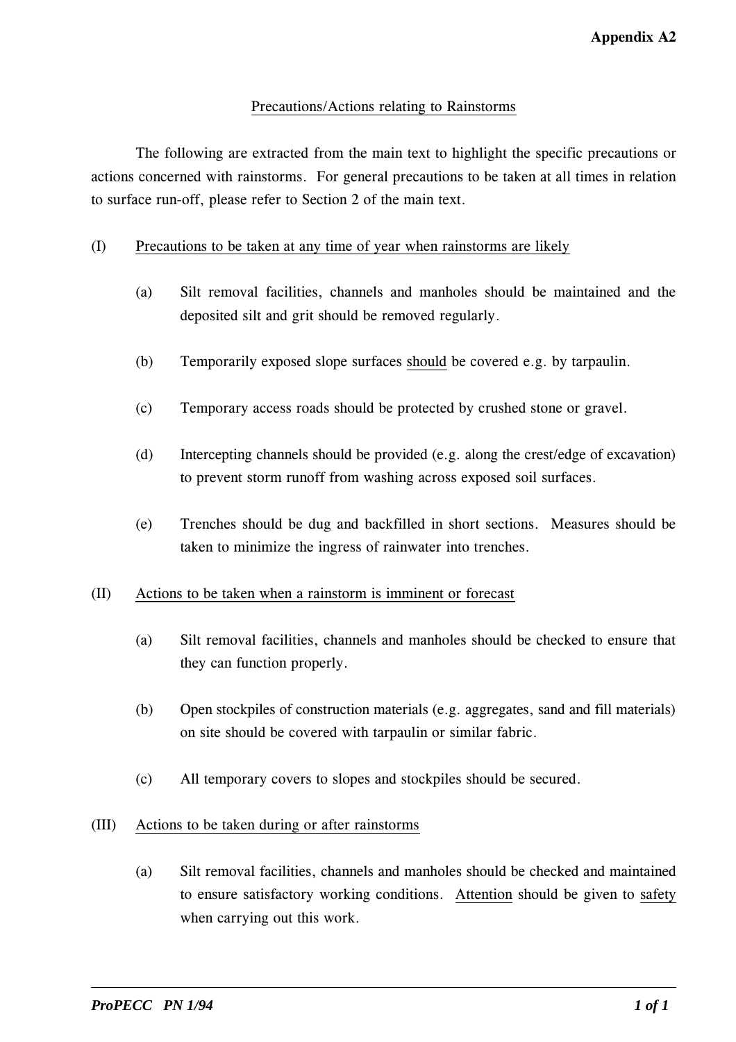**Appendix A2**

Precautions/Actions relating to Rainstorms

The following are extracted from the main text to highlight the specific precautions or actions concerned with rainstorms. For general precautions to be taken at all times in relation to surface run-off, please refer to Section 2 of the main text.

(I) Precautions to be taken at any time of year when rainstorms are likely

(a) Silt removal facilities, channels and manholes should be maintained and the deposited silt and grit should be removed regularly.

(b) Temporarily exposed slope surfaces should be covered e.g. by tarpaulin.

(c) Temporary access roads should be protected by crushed stone or gravel.

(d) Intercepting channels should be provided (e.g. along the crest/edge of excavation) to prevent storm runoff from washing across exposed soil surfaces.

(e) Trenches should be dug and backfilled in short sections. Measures should be taken to minimize the ingress of rainwater into trenches.

(II) Actions to be taken when a rainstorm is imminent or forecast

(a) Silt removal facilities, channels and manholes should be checked to ensure that they can function properly.

(b) Open stockpiles of construction materials (e.g. aggregates, sand and fill materials) on site should be covered with tarpaulin or similar fabric.

(c) All temporary covers to slopes and stockpiles should be secured.

(III) Actions to be taken during or after rainstorms

(a) Silt removal facilities, channels and manholes should be checked and maintained to ensure satisfactory working conditions. Attention should be given to safety when carrying out this work.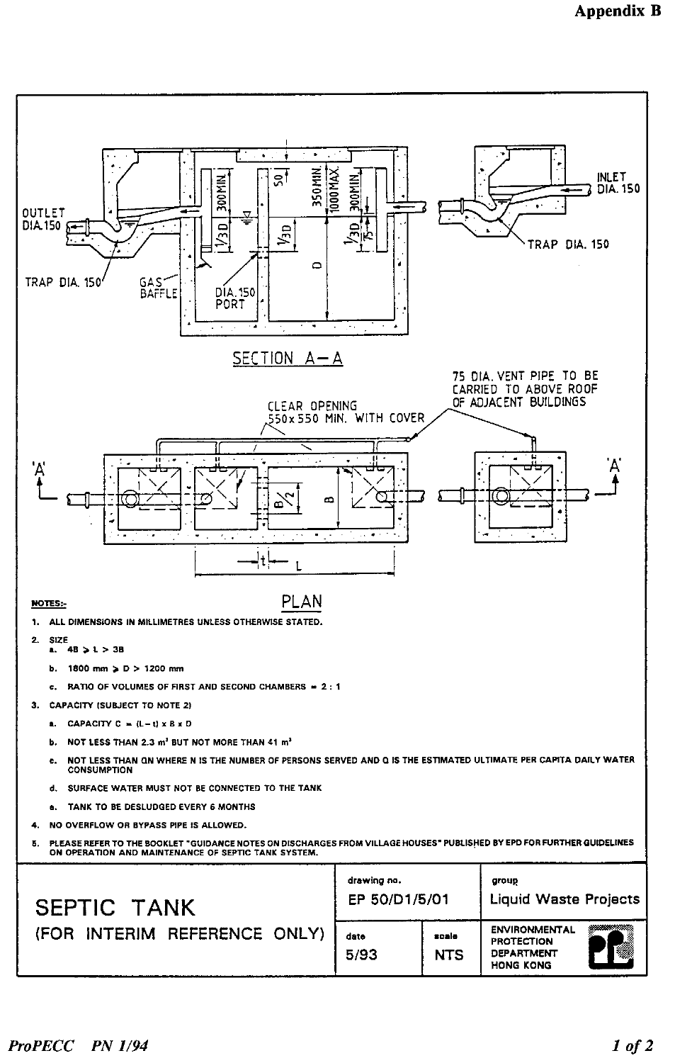# Appendix B

SECTION A–A

PLAN

**NOTES:-**

1. ALL DIMENSIONS IN MILLIMETRES UNLESS OTHERWISE STATED.
2. SIZE
   a. 4B ≥ L > 3B
   b. 1800 mm ≥ D > 1200 mm
   c. RATIO OF VOLUMES OF FIRST AND SECOND CHAMBERS = 2 : 1
3. CAPACITY (SUBJECT TO NOTE 2)
   a. CAPACITY C = (L – t) x B x D
   b. NOT LESS THAN 2.3 $m^3$ BUT NOT MORE THAN 41 $m^3$
   c. NOT LESS THAN QN WHERE N IS THE NUMBER OF PERSONS SERVED AND Q IS THE ESTIMATED ULTIMATE PER CAPITA DAILY WATER CONSUMPTION
   d. SURFACE WATER MUST NOT BE CONNECTED TO THE TANK
   e. TANK TO BE DESLUDGED EVERY 6 MONTHS
4. NO OVERFLOW OR BYPASS PIPE IS ALLOWED.
5. PLEASE REFER TO THE BOOKLET "GUIDANCE NOTES ON DISCHARGES FROM VILLAGE HOUSES" PUBLISHED BY EPD FOR FURTHER GUIDELINES ON OPERATION AND MAINTENANCE OF SEPTIC TANK SYSTEM.

| SEPTIC TANK (FOR INTERIM REFERENCE ONLY) | drawing no. EP 50/D1/5/01 | | group Liquid Waste Projects |
|---|---|---|---|
| | date 5/93 | scale NTS | ENVIRONMENTAL PROTECTION DEPARTMENT HONG KONG |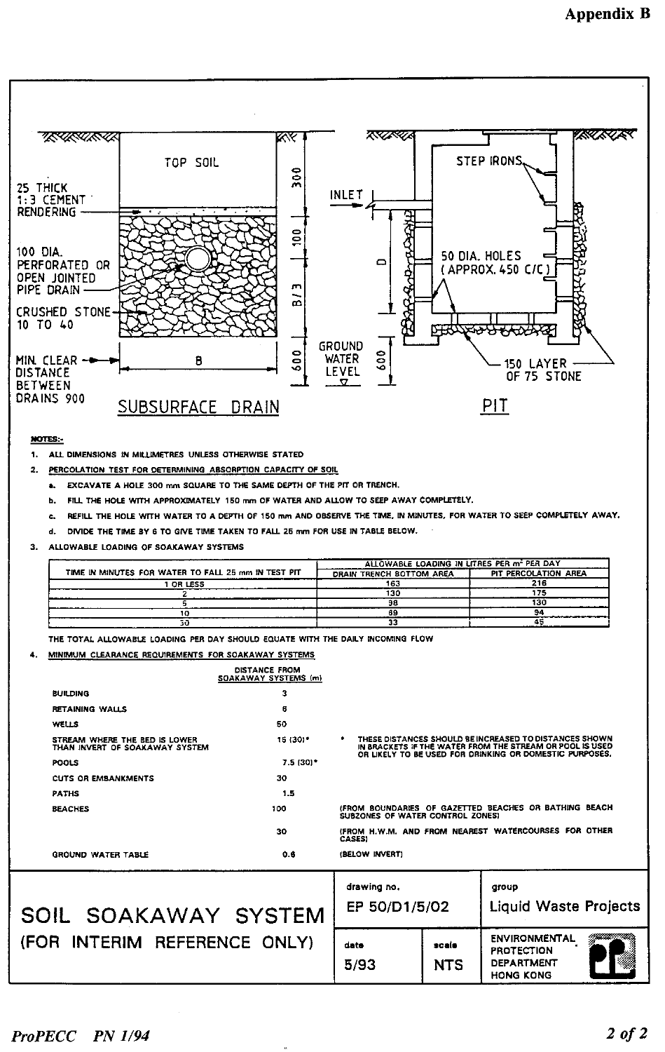**Appendix B**

TOP SOIL

25 THICK 1:3 CEMENT RENDERING

100 DIA. PERFORATED OR OPEN JOINTED PIPE DRAIN

CRUSHED STONE 10 TO 40

MIN. CLEAR DISTANCE BETWEEN DRAINS 900

B

300

100

B/3

600

GROUND WATER LEVEL

SUBSURFACE DRAIN

INLET

D

600

STEP IRONS

50 DIA. HOLES (APPROX. 450 C/C)

150 LAYER OF 75 STONE

PIT

**NOTES:-**

1. ALL DIMENSIONS IN MILLIMETRES UNLESS OTHERWISE STATED
2. PERCOLATION TEST FOR DETERMINING ABSORPTION CAPACITY OF SOIL
   a. EXCAVATE A HOLE 300 mm SQUARE TO THE SAME DEPTH OF THE PIT OR TRENCH.
   b. FILL THE HOLE WITH APPROXIMATELY 150 mm OF WATER AND ALLOW TO SEEP AWAY COMPLETELY.
   c. REFILL THE HOLE WITH WATER TO A DEPTH OF 150 mm AND OBSERVE THE TIME, IN MINUTES, FOR WATER TO SEEP COMPLETELY AWAY.
   d. DIVIDE THE TIME BY 6 TO GIVE TIME TAKEN TO FALL 25 mm FOR USE IN TABLE BELOW.
3. ALLOWABLE LOADING OF SOAKAWAY SYSTEMS

| TIME IN MINUTES FOR WATER TO FALL 25 mm IN TEST PIT | ALLOWABLE LOADING IN LITRES PER m² PER DAY | |
|---|---|---|
| | DRAIN TRENCH BOTTOM AREA | PIT PERCOLATION AREA |
| 1 OR LESS | 163 | 216 |
| 2 | 130 | 175 |
| 5 | 98 | 130 |
| 10 | 69 | 94 |
| 30 | 33 | 45 |

THE TOTAL ALLOWABLE LOADING PER DAY SHOULD EQUATE WITH THE DAILY INCOMING FLOW

4. MINIMUM CLEARANCE REQUIREMENTS FOR SOAKAWAY SYSTEMS

| | DISTANCE FROM SOAKAWAY SYSTEMS (m) | |
|---|---|---|
| BUILDING | 3 | |
| RETAINING WALLS | 6 | |
| WELLS | 50 | |
| STREAM WHERE THE BED IS LOWER THAN INVERT OF SOAKAWAY SYSTEM | 15 (30)* | * THESE DISTANCES SHOULD BE INCREASED TO DISTANCES SHOWN IN BRACKETS IF THE WATER FROM THE STREAM OR POOL IS USED OR LIKELY TO BE USED FOR DRINKING OR DOMESTIC PURPOSES. |
| POOLS | 7.5 (30)* | |
| CUTS OR EMBANKMENTS | 30 | |
| PATHS | 1.5 | |
| BEACHES | 100 | (FROM BOUNDARIES OF GAZETTED BEACHES OR BATHING BEACH SUBZONES OF WATER CONTROL ZONES) |
| | 30 | (FROM H.W.M. AND FROM NEAREST WATERCOURSES FOR OTHER CASES) |
| GROUND WATER TABLE | 0.6 | (BELOW INVERT) |

| SOIL SOAKAWAY SYSTEM (FOR INTERIM REFERENCE ONLY) | drawing no. EP 50/D1/5/02 | | group Liquid Waste Projects |
|---|---|---|---|
| | date 5/93 | scale NTS | ENVIRONMENTAL PROTECTION DEPARTMENT HONG KONG |

*ProPECC PN 1/94*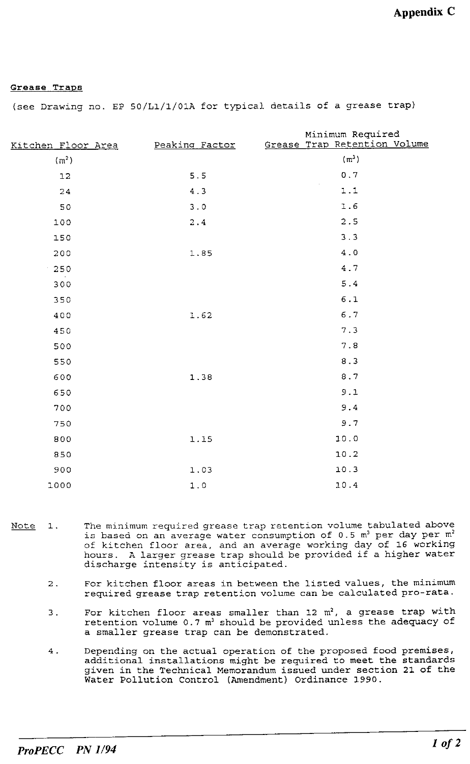# Appendix C

## Grease Traps

(see Drawing no. EP 50/L1/1/01A for typical details of a grease trap)

| Kitchen Floor Area ($m^2$) | Peaking Factor | Minimum Required Grease Trap Retention Volume ($m^3$) |
|---|---|---|
| 12 | 5.5 | 0.7 |
| 24 | 4.3 | 1.1 |
| 50 | 3.0 | 1.6 |
| 100 | 2.4 | 2.5 |
| 150 | | 3.3 |
| 200 | 1.85 | 4.0 |
| 250 | | 4.7 |
| 300 | | 5.4 |
| 350 | | 6.1 |
| 400 | 1.62 | 6.7 |
| 450 | | 7.3 |
| 500 | | 7.8 |
| 550 | | 8.3 |
| 600 | 1.38 | 8.7 |
| 650 | | 9.1 |
| 700 | | 9.4 |
| 750 | | 9.7 |
| 800 | 1.15 | 10.0 |
| 850 | | 10.2 |
| 900 | 1.03 | 10.3 |
| 1000 | 1.0 | 10.4 |

Note

1. The minimum required grease trap retention volume tabulated above is based on an average water consumption of 0.5 $m^3$ per day per $m^2$ of kitchen floor area, and an average working day of 16 working hours. A larger grease trap should be provided if a higher water discharge intensity is anticipated.

2. For kitchen floor areas in between the listed values, the minimum required grease trap retention volume can be calculated pro-rata.

3. For kitchen floor areas smaller than 12 $m^2$, a grease trap with retention volume 0.7 $m^3$ should be provided unless the adequacy of a smaller grease trap can be demonstrated.

4. Depending on the actual operation of the proposed food premises, additional installations might be required to meet the standards given in the Technical Memorandum issued under section 21 of the Water Pollution Control (Amendment) Ordinance 1990.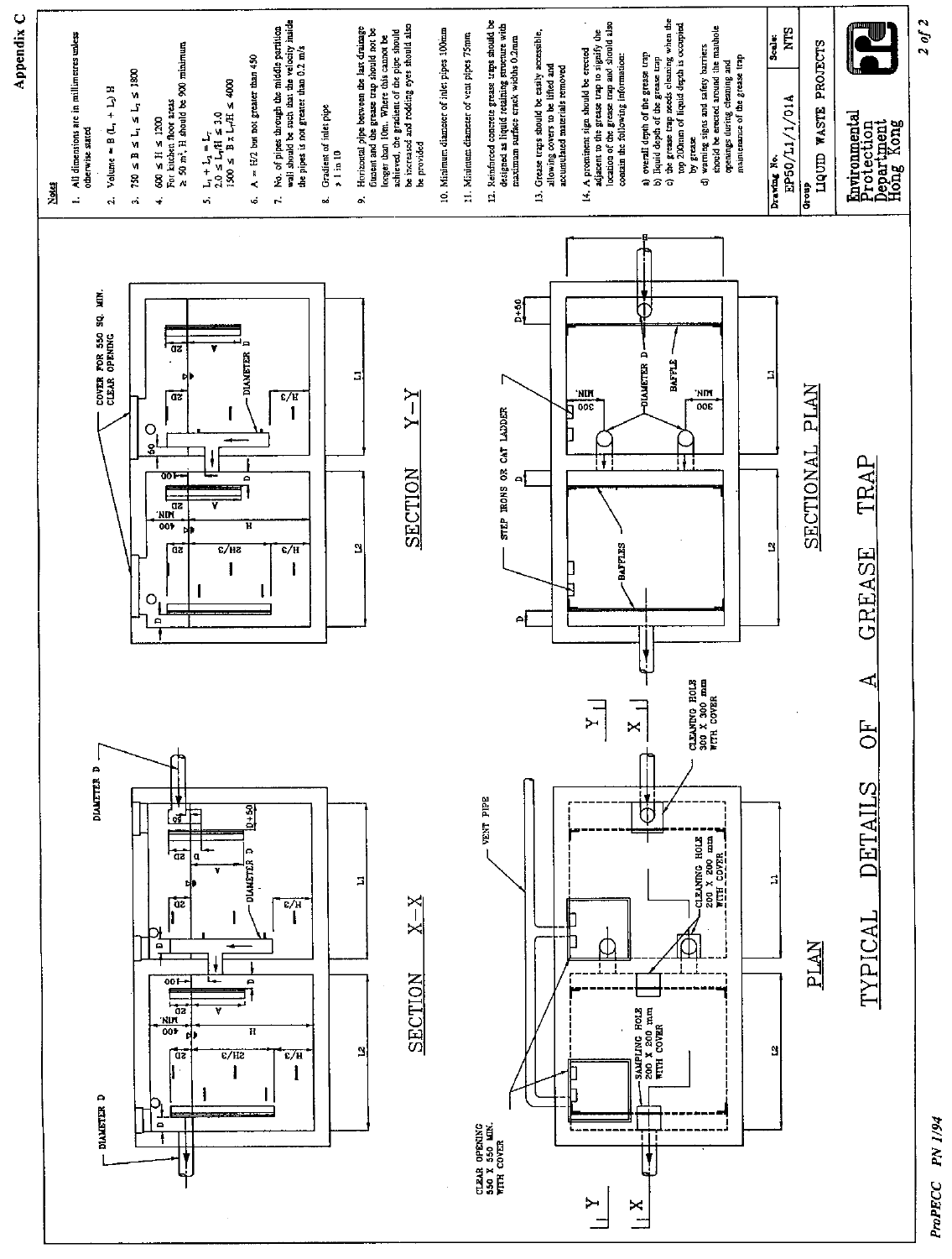Appendix C

# TYPICAL DETAILS OF A GREASE TRAP

SECTION X-X

SECTION Y-Y

PLAN

SECTIONAL PLAN

DIAMETER D

VENT PIPE

CLEAR OPENING 550 X 550 MIN. WITH COVER

CLEANING HOLE 300 X 300 mm WITH COVER

CLEANING HOLE 200 X 200 mm WITH COVER

SAMPLING HOLE 200 X 200 mm WITH COVER

COVER FOR 550 SQ. MIN. CLEAR OPENING

STEP IRONS OR CAT LADDER

BAFFLE

BAFFLES

**Notes**

1. All dimensions are in millimetres unless otherwise stated
2. Volume = B ($L_1$ + $L_2$) H
3. 750 ≤ B ≤ $L_1$ ≤ $L_2$ ≤ 1800
4. 600 ≤ H ≤ 1200
   For kitchen floor areas ≥ 50 m², H should be 900 minimum
5. $L_1$ + $L_2$ = $L_T$
   2.0 ≤ $L_T$/H ≤ 3.0
   1500 ≤ B x $L_T$/H ≤ 4000
6. A = H/2 but not greater than 450
7. No. of pipes through the middle partition wall should be such that the velocity inside the pipes is not greater than 0.2 m/s
8. Gradient of inlet pipe ≥ 1 in 10
9. Horizontal pipe between the last drainage fitment and the grease trap should not be longer than 10m. Where this cannot be achieved, the gradient of the pipe should be increased and rodding eyes should also be provided
10. Minimum diameter of inlet pipes 100mm
11. Minimum diameter of vent pipes 75mm
12. Reinforced concrete grease traps should be designed as liquid retaining structure with maximum surface crack widths 0.2mm
13. Grease traps should be easily accessible, allowing covers to be lifted and accumulated materials removed
14. A prominent sign should be erected adjacent to the grease trap to signify the location of the grease trap and should also contain the following information:
    a) overall depth of the grease trap
    b) liquid depth of the grease trap
    c) the grease trap needs cleaning when the top 200mm of liquid depth is occupied by grease
    d) warning signs and safety barriers should be erected around the manhole openings during cleaning and maintenance of the grease trap

| Drawing No. | Scale: |
|---|---|
| EP50/L1/1/01A | NTS |
| Group: LIQUID WASTE PROJECTS | |

Environmental Protection Department Hong Kong

ProPECC PN 1/94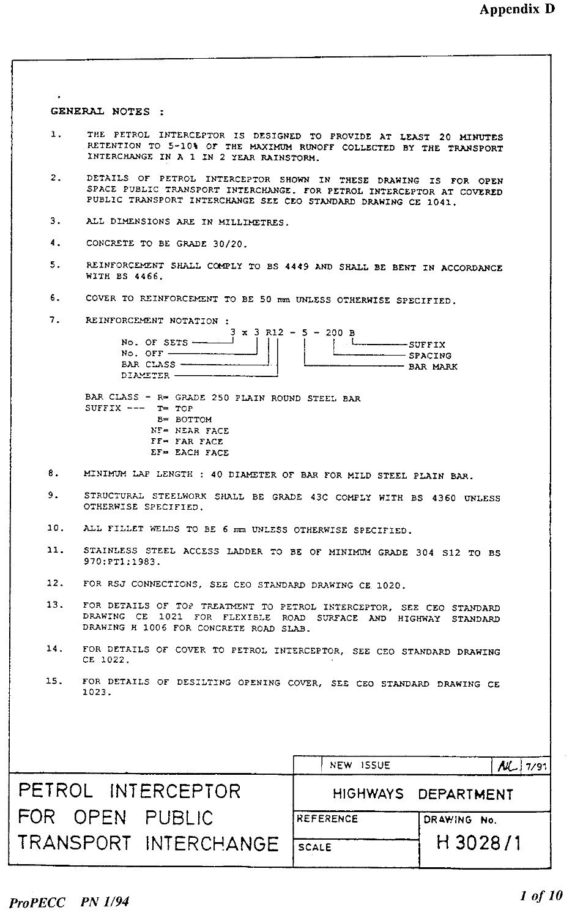Appendix D

GENERAL NOTES :

1. THE PETROL INTERCEPTOR IS DESIGNED TO PROVIDE AT LEAST 20 MINUTES RETENTION TO 5-10% OF THE MAXIMUM RUNOFF COLLECTED BY THE TRANSPORT INTERCHANGE IN A 1 IN 2 YEAR RAINSTORM.

2. DETAILS OF PETROL INTERCEPTOR SHOWN IN THESE DRAWING IS FOR OPEN SPACE PUBLIC TRANSPORT INTERCHANGE. FOR PETROL INTERCEPTOR AT COVERED PUBLIC TRANSPORT INTERCHANGE SEE CEO STANDARD DRAWING CE 1041.

3. ALL DIMENSIONS ARE IN MILLIMETRES.

4. CONCRETE TO BE GRADE 30/20.

5. REINFORCEMENT SHALL COMPLY TO BS 4449 AND SHALL BE BENT IN ACCORDANCE WITH BS 4466.

6. COVER TO REINFORCEMENT TO BE 50 mm UNLESS OTHERWISE SPECIFIED.

7. REINFORCEMENT NOTATION :

```
              3 x 3 R12 - 5 - 200 B
No. OF SETS --'   | ||    |     | '--------- SUFFIX
No. OFF ----------' ||    |     '----------- SPACING
BAR CLASS ----------'|    '----------------- BAR MARK
DIAMETER ------------'
```

BAR CLASS - R= GRADE 250 PLAIN ROUND STEEL BAR
SUFFIX --- T= TOP
B= BOTTOM
NF= NEAR FACE
FF= FAR FACE
EF= EACH FACE

8. MINIMUM LAP LENGTH : 40 DIAMETER OF BAR FOR MILD STEEL PLAIN BAR.

9. STRUCTURAL STEELWORK SHALL BE GRADE 43C COMPLY WITH BS 4360 UNLESS OTHERWISE SPECIFIED.

10. ALL FILLET WELDS TO BE 6 mm UNLESS OTHERWISE SPECIFIED.

11. STAINLESS STEEL ACCESS LADDER TO BE OF MINIMUM GRADE 304 S12 TO BS 970:PT1:1983.

12. FOR RSJ CONNECTIONS, SEE CEO STANDARD DRAWING CE 1020.

13. FOR DETAILS OF TOP TREATMENT TO PETROL INTERCEPTOR, SEE CEO STANDARD DRAWING CE 1021 FOR FLEXIBLE ROAD SURFACE AND HIGHWAY STANDARD DRAWING H 1006 FOR CONCRETE ROAD SLAB.

14. FOR DETAILS OF COVER TO PETROL INTERCEPTOR, SEE CEO STANDARD DRAWING CE 1022.

15. FOR DETAILS OF DESILTING OPENING COVER, SEE CEO STANDARD DRAWING CE 1023.

| PETROL INTERCEPTOR FOR OPEN PUBLIC TRANSPORT INTERCHANGE | NEW ISSUE | AK 7/91 |
|---|---|---|
| | HIGHWAYS DEPARTMENT | |
| | REFERENCE | DRAWING No. |
| | SCALE | H 3028/1 |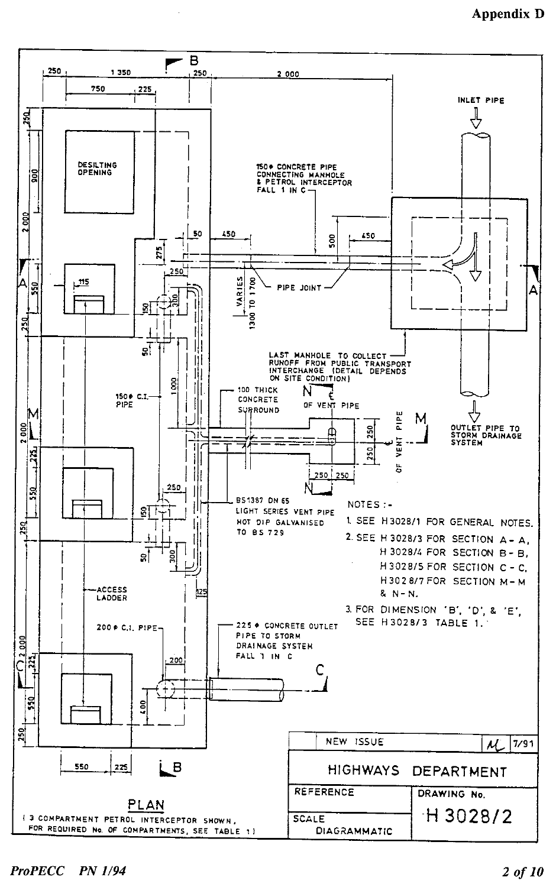Appendix D

**PLAN**

(3 COMPARTMENT PETROL INTERCEPTOR SHOWN, FOR REQUIRED No. OF COMPARTMENTS, SEE TABLE 1)

DESILTING OPENING

INLET PIPE

150 ϕ CONCRETE PIPE CONNECTING MANHOLE & PETROL INTERCEPTOR FALL 1 IN C

PIPE JOINT

VARIES 1300 TO 1700

LAST MANHOLE TO COLLECT RUNOFF FROM PUBLIC TRANSPORT INTERCHANGE (DETAIL DEPENDS ON SITE CONDITION)

OUTLET PIPE TO STORM DRAINAGE SYSTEM

150 ϕ C.I. PIPE

100 THICK CONCRETE SURROUND

℄ OF VENT PIPE

BS1387 DN 65 LIGHT SERIES VENT PIPE HOT DIP GALVANISED TO BS 729

ACCESS LADDER

200 ϕ C.I. PIPE

225 ϕ CONCRETE OUTLET PIPE TO STORM DRAINAGE SYSTEM FALL 1 IN C

NOTES :-

1. SEE H3028/1 FOR GENERAL NOTES.
2. SEE H3028/3 FOR SECTION A - A, H3028/4 FOR SECTION B - B, H3028/5 FOR SECTION C - C, H3028/7 FOR SECTION M - M & N - N.
3. FOR DIMENSION 'B', 'D', & 'E', SEE H3028/3 TABLE 1.

| NEW ISSUE | | 7/91 |
|---|---|---|
| HIGHWAYS DEPARTMENT | | |
| REFERENCE | DRAWING No. | |
| SCALE DIAGRAMMATIC | H 3028/2 | |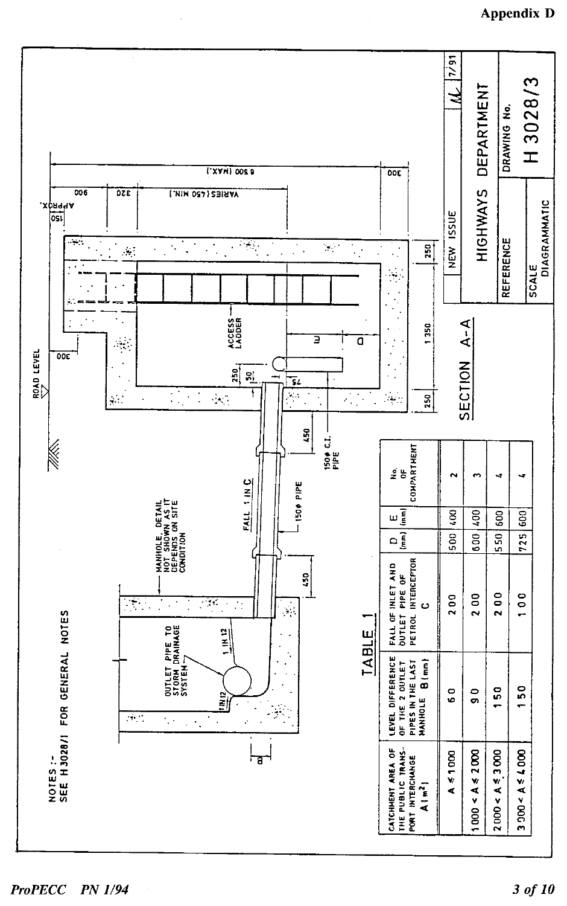Appendix D

NOTES :-
SEE H3028/1 FOR GENERAL NOTES

ROAD LEVEL

MANHOLE. DETAIL NOT SHOWN AS IT DEPENDS ON SITE CONDITION

OUTLET PIPE TO STORM DRAINAGE SYSTEM

1 IN 12

1 IN 12

B

450

FALL 1 IN C

150φ PIPE

450

150φ C.I. PIPE

250

50

75

ACCESS LADDER

E

D

250

1 350

250

300

150

900 APPROX.

320

VARIES (450 MIN.)

6 500 (MAX.)

300

SECTION A-A

TABLE 1

| CATCHMENT AREA OF THE PUBLIC TRANSPORT INTERCHANGE A (m²) | LEVEL DIFFERENCE OF THE 2 OUTLET PIPES IN THE LAST MANHOLE B (mm) | FALL OF INLET AND OUTLET PIPE OF PETROL INTERCEPTOR C | D (mm) | E (mm) | No. OF COMPARTMENT |
|---|---|---|---|---|---|
| $A \leq 1000$ | 60 | 200 | 500 | 400 | 2 |
| $1000 < A \leq 2000$ | 90 | 200 | 600 | 400 | 3 |
| $2000 < A \leq 3000$ | 150 | 200 | 550 | 600 | 4 |
| $3000 < A \leq 4000$ | 150 | 100 | 725 | 600 | 4 |

| | | |
|---|---|---|
| NEW ISSUE | | 7/91 |
| HIGHWAYS DEPARTMENT | | |
| REFERENCE | DRAWING No. | |
| SCALE DIAGRAMMATIC | H 3028/3 | |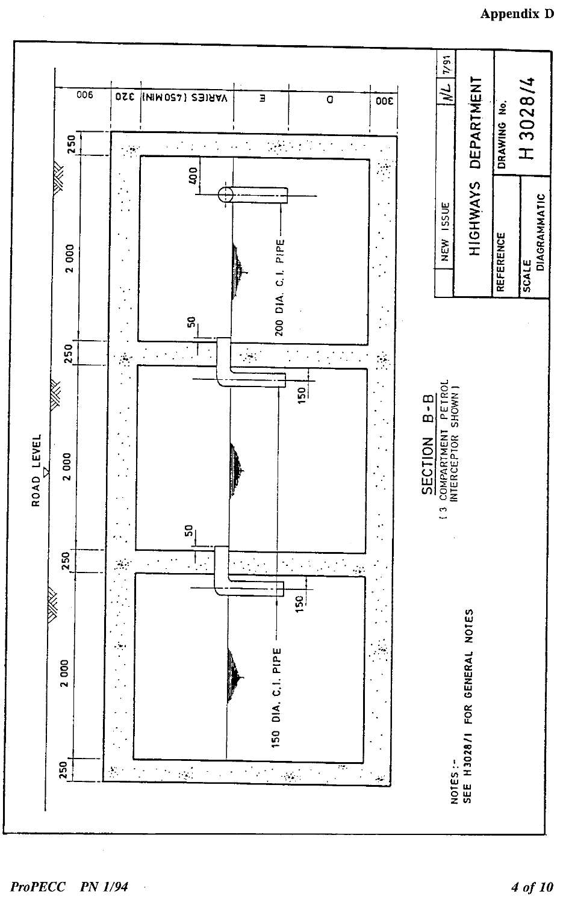Appendix D

ROAD LEVEL

250 | 2 000 | 250 | 2 000 | 250 | 2 000 | 250

900 | 320 | VARIES (450 MIN) | E | D | 300

400

50

50

150

150

200 DIA. C.I. PIPE

150 DIA. C.I. PIPE

## SECTION B-B

( 3 COMPARTMENT PETROL INTERCEPTOR SHOWN )

NOTES :-
SEE H3028/1 FOR GENERAL NOTES

| | NEW ISSUE | N/L | 7/91 |
|---|---|---|---|

HIGHWAYS DEPARTMENT

| REFERENCE | DRAWING No. |
|---|---|
| SCALE DIAGRAMMATIC | H 3028/4 |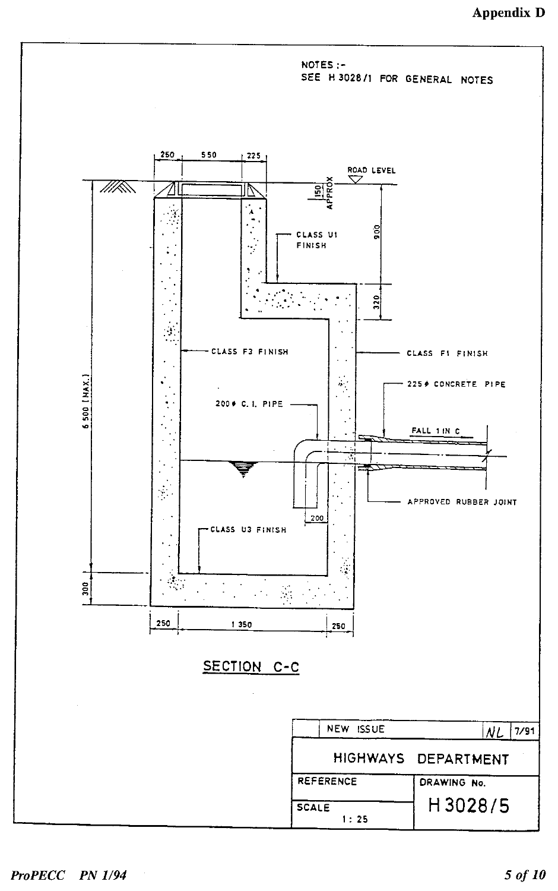**Appendix D**

NOTES :-
SEE H 3028/1 FOR GENERAL NOTES

250 | 550 | 225

ROAD LEVEL

150 APPROX

900

320

CLASS U1 FINISH

CLASS F3 FINISH

CLASS F1 FINISH

225ø CONCRETE PIPE

200ø C.I. PIPE

FALL 1 IN C

APPROVED RUBBER JOINT

200

CLASS U3 FINISH

6 500 (MAX.)

300

250 | 1 350 | 250

## SECTION C-C

| | NEW ISSUE | NL | 7/91 |
|---|---|---|---|

HIGHWAYS DEPARTMENT

| REFERENCE | DRAWING No. |
|---|---|
| SCALE 1 : 25 | H 3028/5 |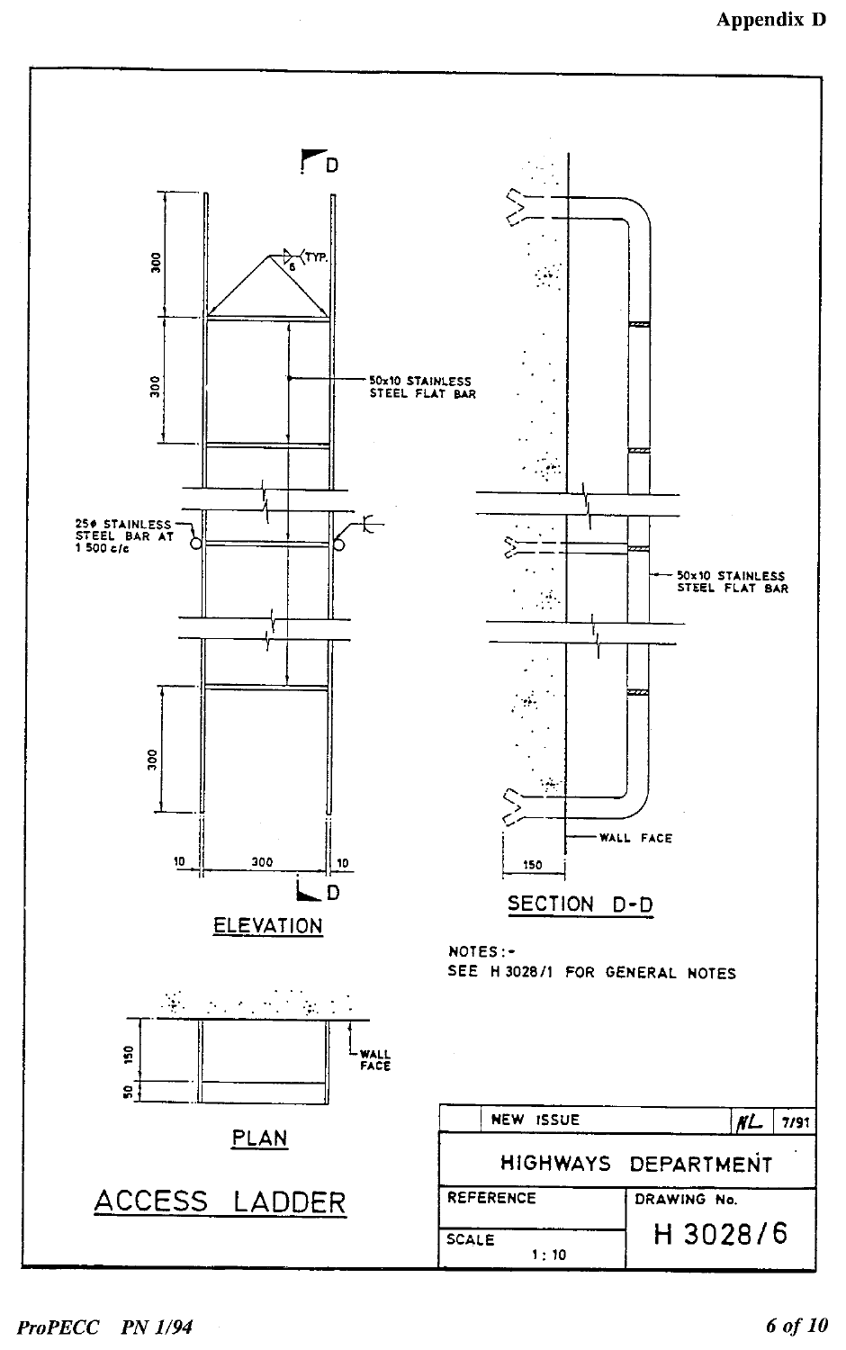# Appendix D

## ACCESS LADDER

ELEVATION

300

300

300

6 (TYP.)

50x10 STAINLESS STEEL FLAT BAR

25φ STAINLESS STEEL BAR AT 1 500 c/c

10 | 300 | 10

D — D

SECTION D-D

50x10 STAINLESS STEEL FLAT BAR

WALL FACE

150

PLAN

150

50

WALL FACE

NOTES:-
SEE H 3028/1 FOR GENERAL NOTES

| NEW ISSUE | | NL | 7/91 |
|---|---|---|---|
| HIGHWAYS DEPARTMENT | | | |
| REFERENCE | DRAWING No. | | |
| SCALE 1 : 10 | H 3028/6 | | |

*ProPECC PN 1/94*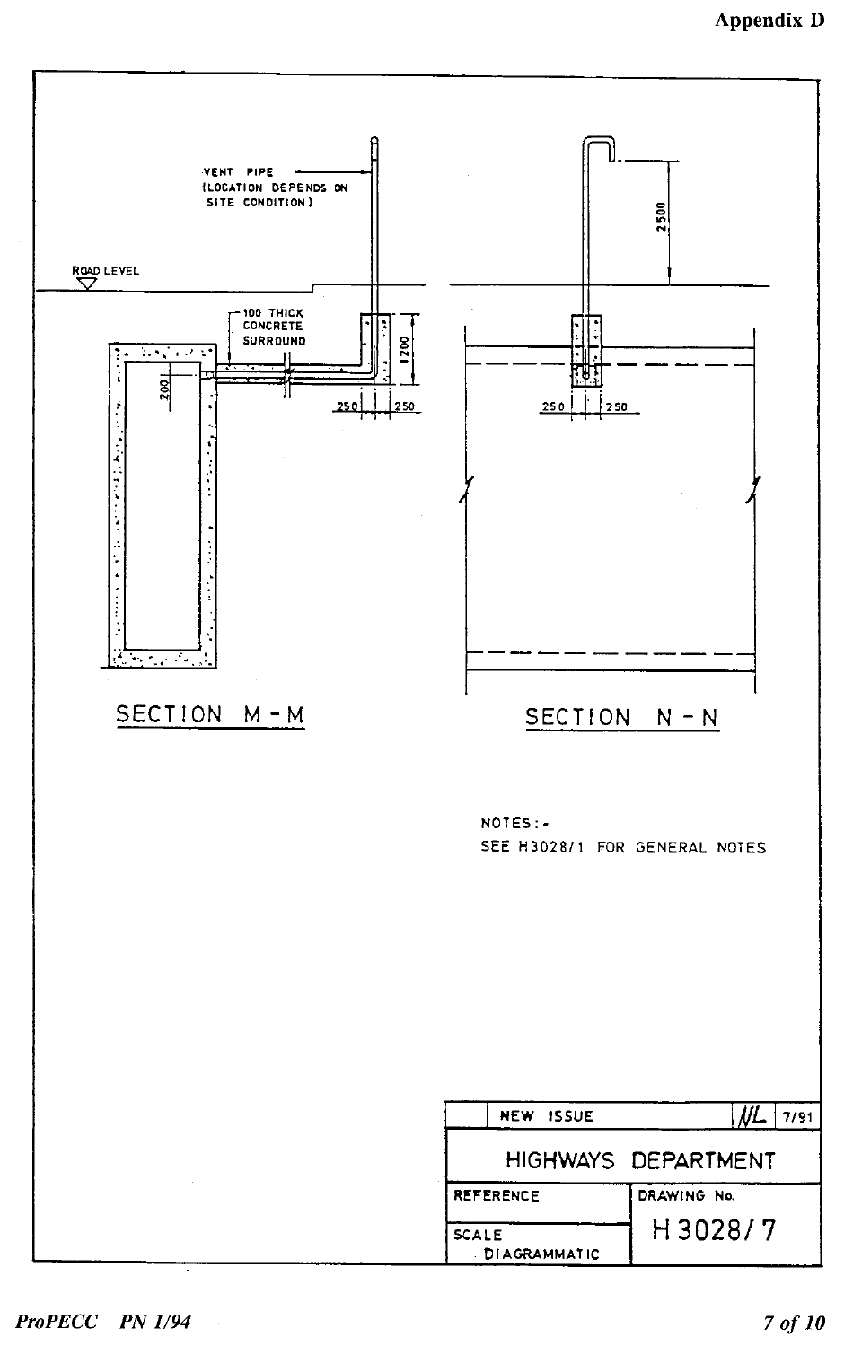**Appendix D**

VENT PIPE
(LOCATION DEPENDS ON SITE CONDITION)

ROAD LEVEL

100 THICK CONCRETE SURROUND

200

1200

250 | 250

2500

250 | 250

SECTION M - M

SECTION N - N

NOTES:-
SEE H3028/1 FOR GENERAL NOTES

| | NEW ISSUE | NL | 7/91 |
|---|---|---|---|
| HIGHWAYS DEPARTMENT | | | |
| REFERENCE | | DRAWING No. | |
| SCALE DIAGRAMMATIC | | H3028/7 | |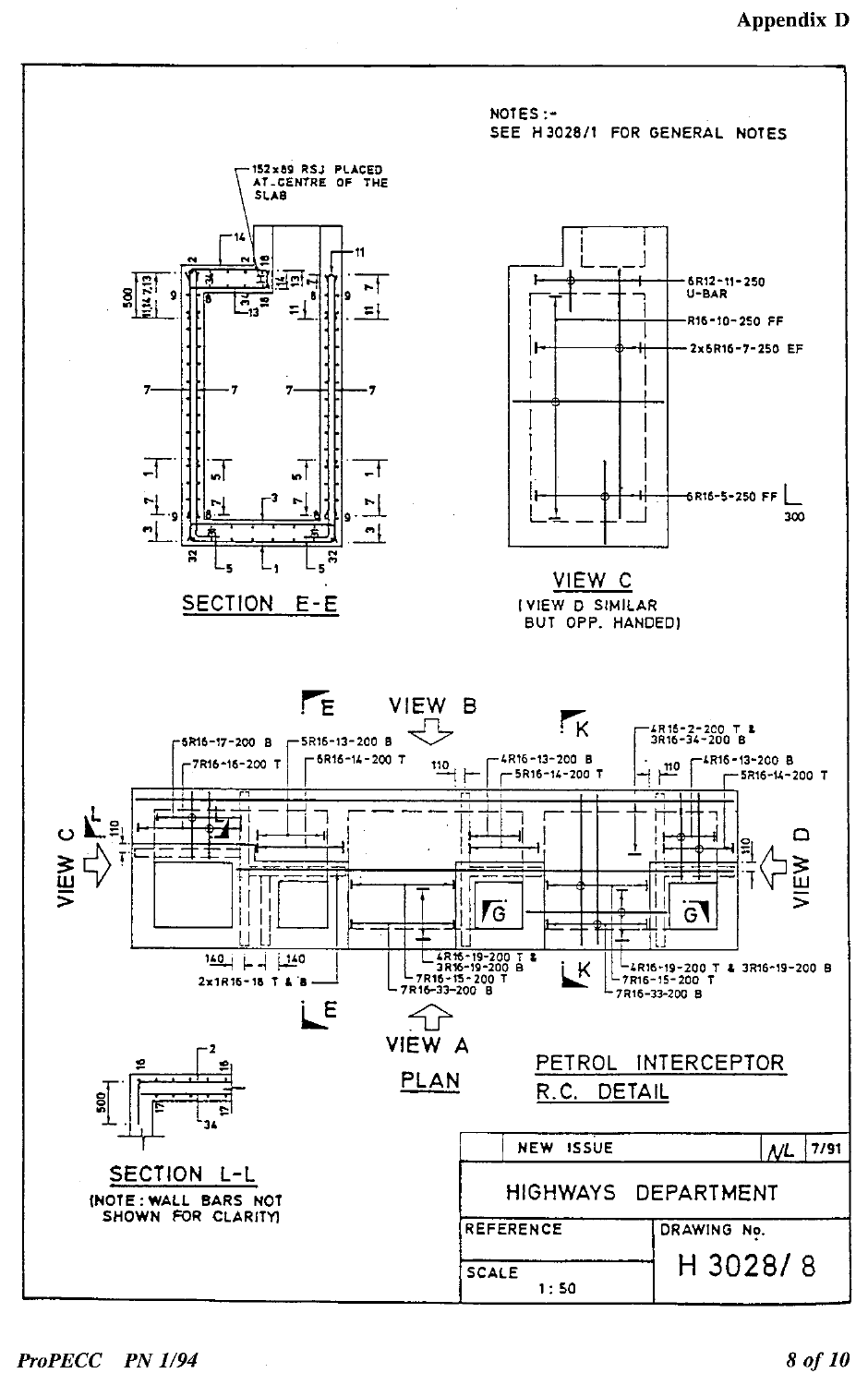**Appendix D**

NOTES :-
SEE H 3028/1 FOR GENERAL NOTES

152x89 RSJ PLACED AT CENTRE OF THE SLAB

SECTION E-E

6R12-11-250 U-BAR

R16-10-250 FF

2x5R16-7-250 EF

6R16-5-250 FF

300

VIEW C
(VIEW D SIMILAR BUT OPP. HANDED)

VIEW B

VIEW C

VIEW D

VIEW A

PLAN

6R16-17-200 B

7R16-16-200 T

5R16-13-200 B

6R16-14-200 T

4R16-13-200 B

5R16-14-200 T

4R16-2-200 T & 3R16-34-200 B

4R16-13-200 B

5R16-14-200 T

2x1R16-18 T & B

4R16-19-200 T & 3R16-19-200 B

7R16-15-200 T

7R16-33-200 B

4R16-19-200 T & 3R16-19-200 B

7R16-15-200 T

7R16-33-200 B

SECTION L-L
(NOTE: WALL BARS NOT SHOWN FOR CLARITY)

PETROL INTERCEPTOR
R.C. DETAIL

| NEW ISSUE | NL | 7/91 |
|---|---|---|
| HIGHWAYS DEPARTMENT | | |
| REFERENCE | DRAWING No. | |
| SCALE 1 : 50 | H 3028/ 8 | |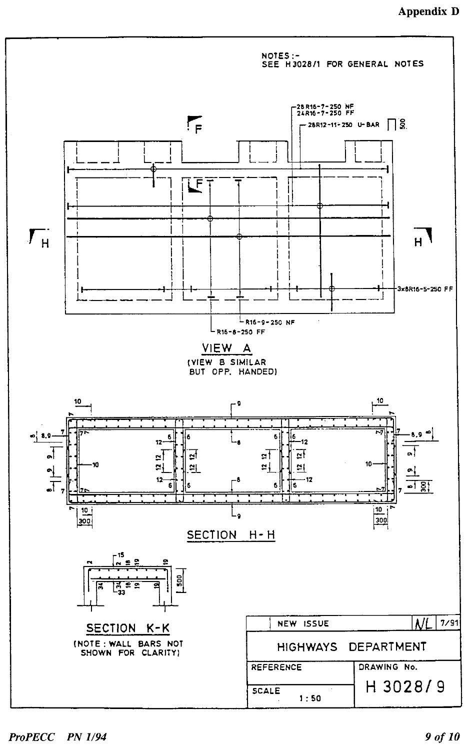Appendix D

NOTES :-
SEE H 3028/1 FOR GENERAL NOTES

28R16-7-250 NF
24R16-7-250 FF

28R12-11-250 U-BAR 500

3x8R16-5-250 FF

R16-9-250 NF

R16-8-250 FF

VIEW A

(VIEW B SIMILAR BUT OPP. HANDED)

SECTION H-H

SECTION K-K

(NOTE : WALL BARS NOT SHOWN FOR CLARITY)

| NEW ISSUE | NL | 7/91 |
|---|---|---|
| HIGHWAYS DEPARTMENT | | |
| REFERENCE | DRAWING No. | |
| SCALE 1 : 50 | H 3028/9 | |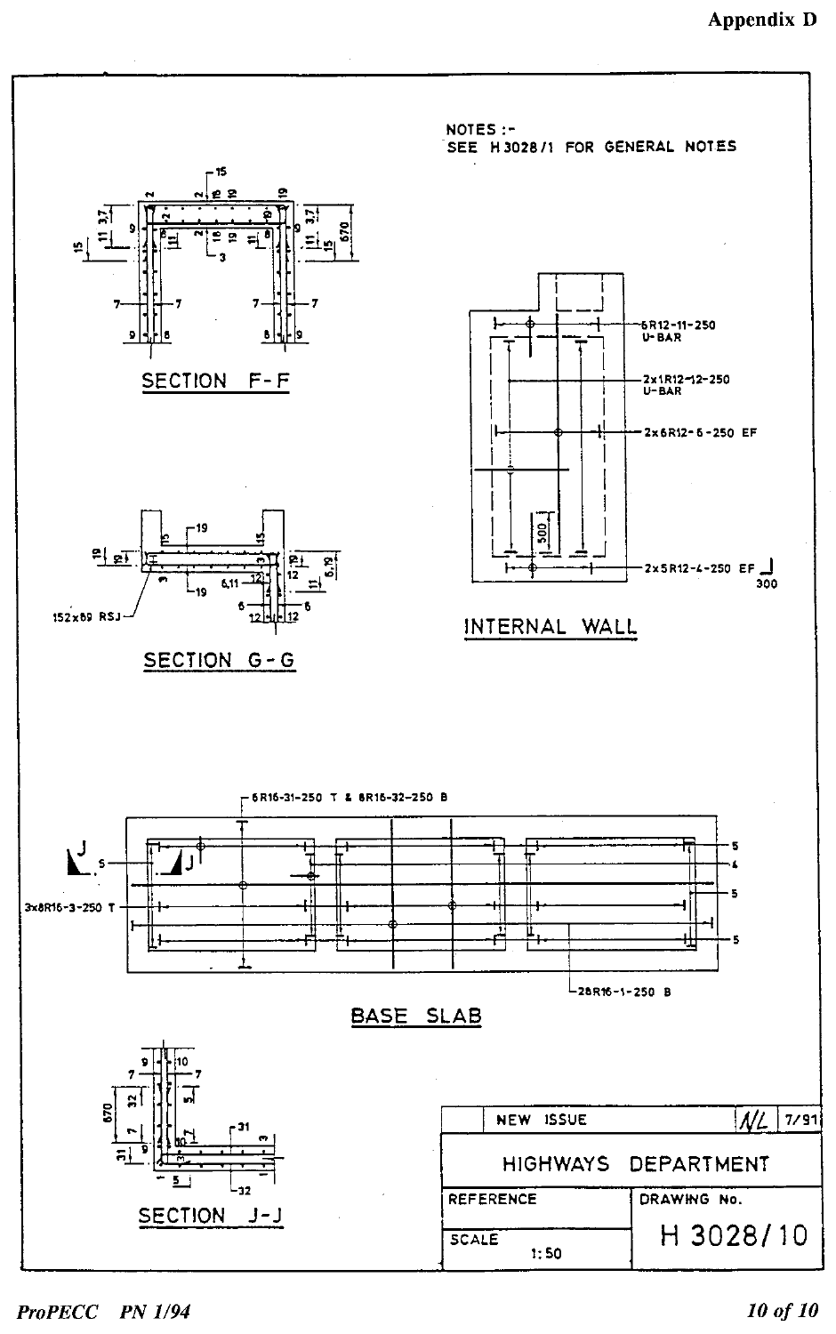NOTES :-
SEE H 3028/1 FOR GENERAL NOTES

SECTION F-F

INTERNAL WALL

6R12-11-250 U-BAR

2x1R12-12-250 U-BAR

2x6R12-6-250 EF

2x5R12-4-250 EF

SECTION G-G

152x89 RSJ

6R16-31-250 T & 6R16-32-250 B

3x8R16-3-250 T

28R16-1-250 B

BASE SLAB

SECTION J-J

| | NEW ISSUE | NL | 7/91 |
|---|---|---|---|
| HIGHWAYS DEPARTMENT | | | |
| REFERENCE | | DRAWING No. | |
| SCALE 1:50 | | H 3028/10 | |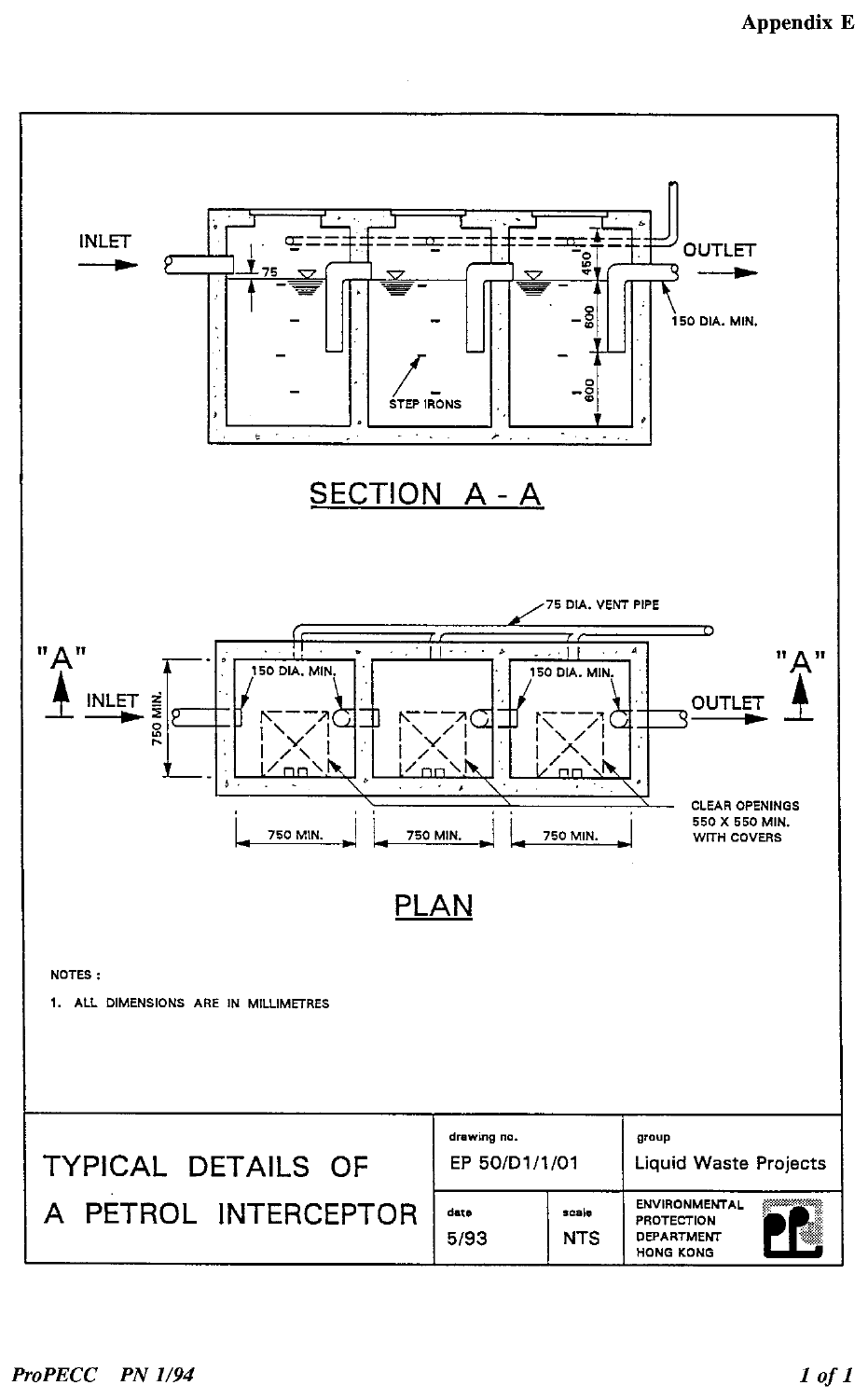**Appendix E**

INLET

OUTLET

75

450

600

600

150 DIA. MIN.

STEP IRONS

## SECTION A - A

75 DIA. VENT PIPE

"A"

"A"

INLET

OUTLET

750 MIN.

150 DIA. MIN.

150 DIA. MIN.

CLEAR OPENINGS 550 X 550 MIN. WITH COVERS

750 MIN.

750 MIN.

750 MIN.

## PLAN

NOTES :

1. ALL DIMENSIONS ARE IN MILLIMETRES

| TYPICAL DETAILS OF A PETROL INTERCEPTOR | drawing no. EP 50/D1/1/01 | | group Liquid Waste Projects |
|---|---|---|---|
| | date 5/93 | scale NTS | ENVIRONMENTAL PROTECTION DEPARTMENT HONG KONG |

ProPECC PN 1/94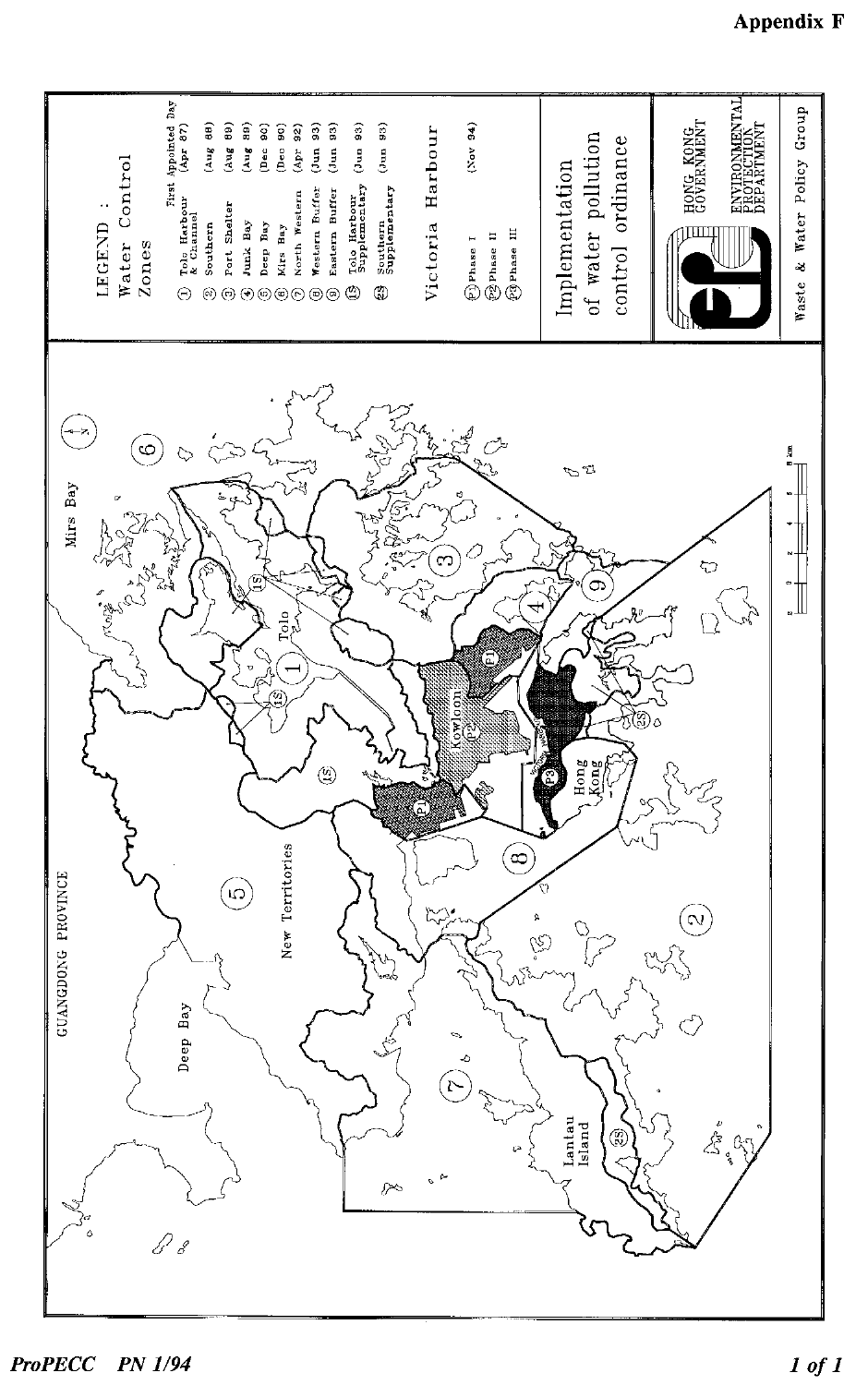# Appendix F

LEGEND :
Water Control Zones

First Appointed Day

1 Tolo Harbour & Channel (Apr 87)
2 Southern (Aug 88)
3 Port Shelter (Aug 89)
4 Junk Bay (Aug 89)
5 Deep Bay (Dec 90)
6 Mirs Bay (Dec 90)
7 North Western (Apr 92)
8 Western Buffer (Jun 93)
9 Eastern Buffer (Jun 93)
1S Tolo Harbour Supplementary (Jun 93)
2S Southern Supplementary (Jun 93)

Victoria Harbour (Nov 94)

P1 Phase I
P2 Phase II
P3 Phase III

Implementation of water pollution control ordinance

HONG KONG GOVERNMENT
ENVIRONMENTAL PROTECTION DEPARTMENT

Waste & Water Policy Group

GUANGDONG PROVINCE
Deep Bay
Mirs Bay
New Territories
Tolo
Kowloon
Hong Kong
Lantau Island

0 2 4 6 8 km